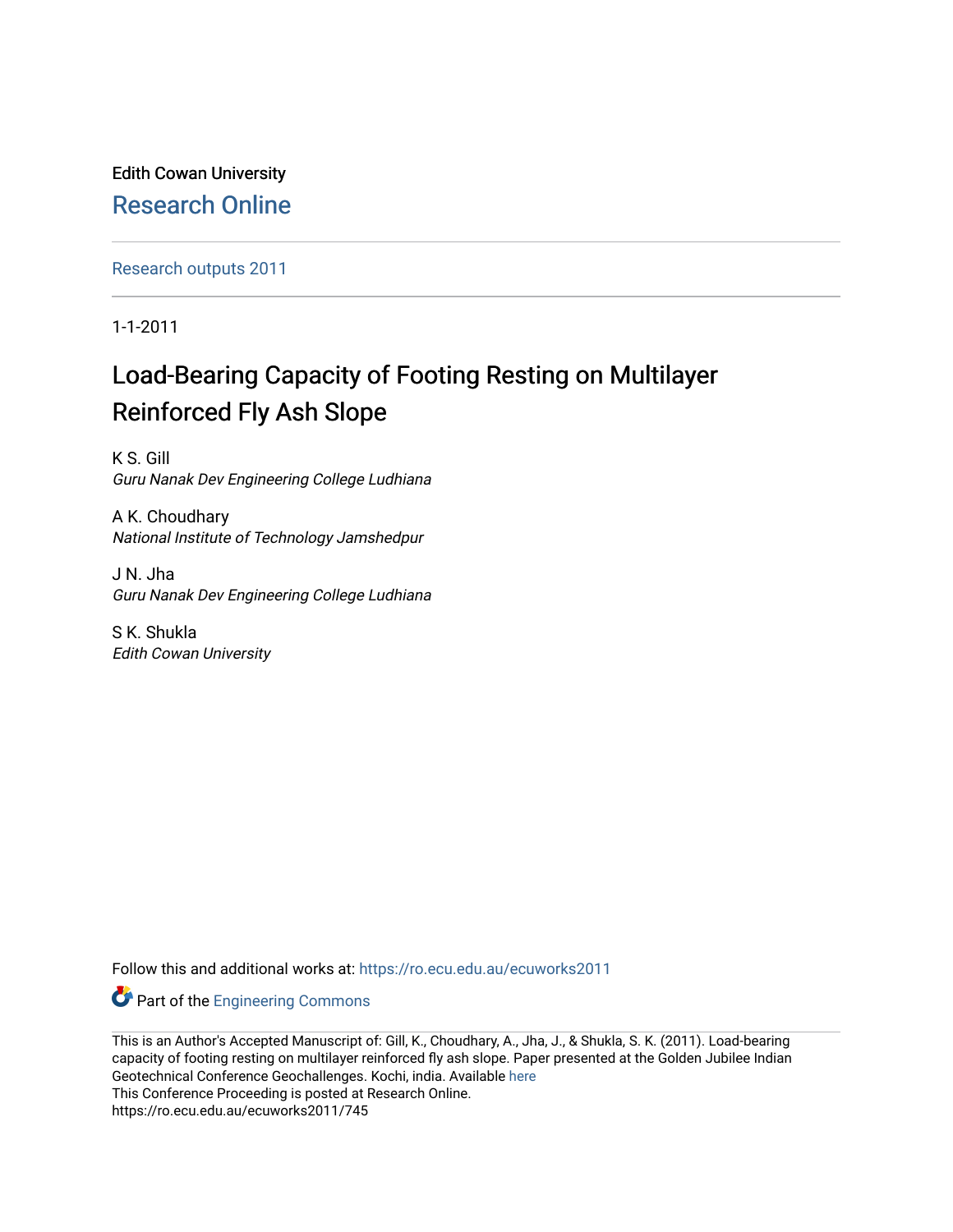Edith Cowan University

Research Online

Research outputs 2011

1-1-2011

# Load-Bearing Capacity of Footing Resting on Multilayer Reinforced Fly Ash Slope

K S. Gill
*Guru Nanak Dev Engineering College Ludhiana*

A K. Choudhary
*National Institute of Technology Jamshedpur*

J N. Jha
*Guru Nanak Dev Engineering College Ludhiana*

S K. Shukla
*Edith Cowan University*

Follow this and additional works at: https://ro.ecu.edu.au/ecuworks2011

Part of the Engineering Commons

This is an Author's Accepted Manuscript of: Gill, K., Choudhary, A., Jha, J., & Shukla, S. K. (2011). Load-bearing capacity of footing resting on multilayer reinforced fly ash slope. Paper presented at the Golden Jubilee Indian Geotechnical Conference Geochallenges. Kochi, india. Available here
This Conference Proceeding is posted at Research Online.
https://ro.ecu.edu.au/ecuworks2011/745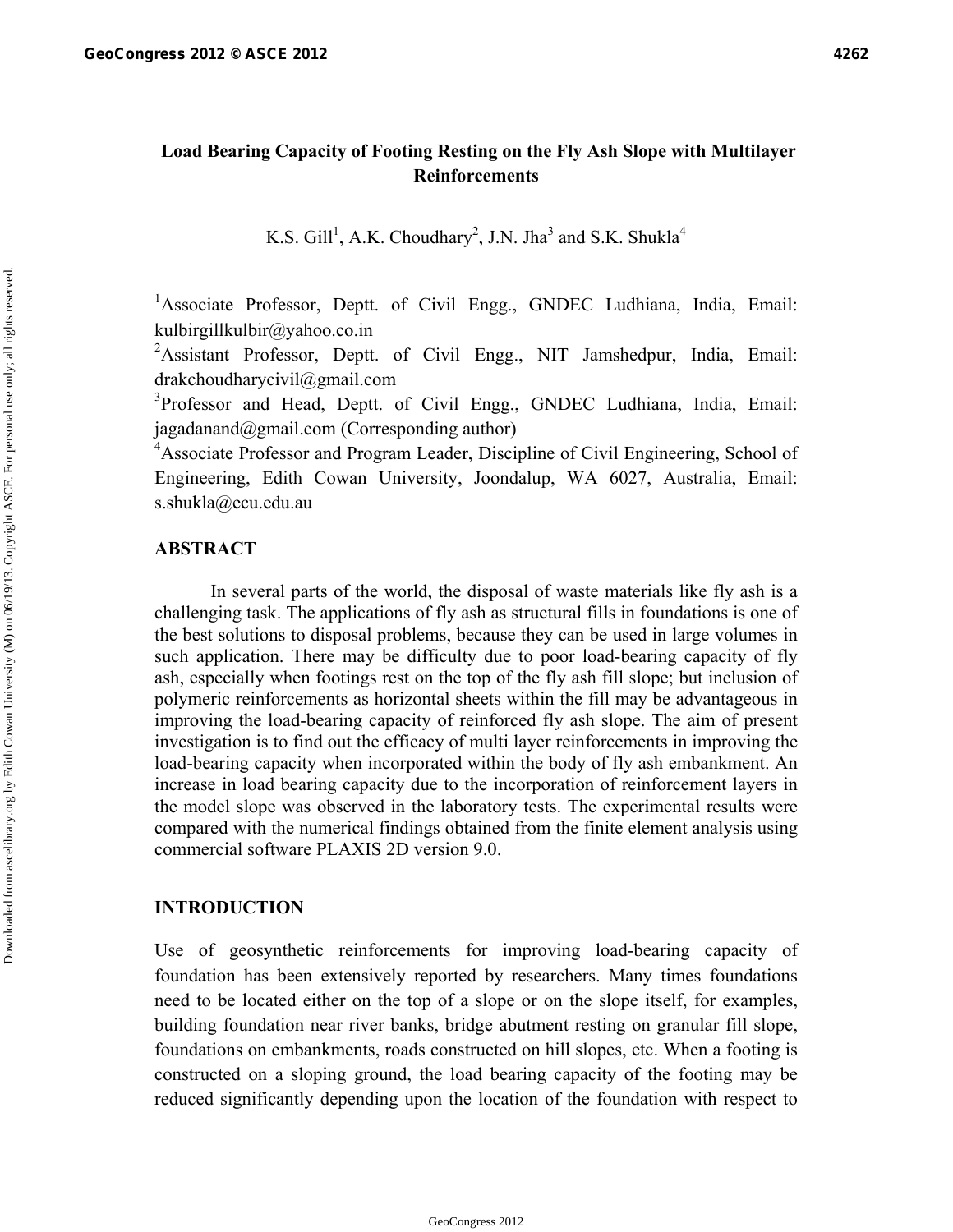# Load Bearing Capacity of Footing Resting on the Fly Ash Slope with Multilayer Reinforcements

K.S. Gill[1], A.K. Choudhary[2], J.N. Jha[3] and S.K. Shukla[4]

[1]Associate Professor, Deptt. of Civil Engg., GNDEC Ludhiana, India, Email: kulbirgillkulbir@yahoo.co.in

[2]Assistant Professor, Deptt. of Civil Engg., NIT Jamshedpur, India, Email: drakchoudharycivil@gmail.com

[3]Professor and Head, Deptt. of Civil Engg., GNDEC Ludhiana, India, Email: jagadanand@gmail.com (Corresponding author)

[4]Associate Professor and Program Leader, Discipline of Civil Engineering, School of Engineering, Edith Cowan University, Joondalup, WA 6027, Australia, Email: s.shukla@ecu.edu.au

## ABSTRACT

In several parts of the world, the disposal of waste materials like fly ash is a challenging task. The applications of fly ash as structural fills in foundations is one of the best solutions to disposal problems, because they can be used in large volumes in such application. There may be difficulty due to poor load-bearing capacity of fly ash, especially when footings rest on the top of the fly ash fill slope; but inclusion of polymeric reinforcements as horizontal sheets within the fill may be advantageous in improving the load-bearing capacity of reinforced fly ash slope. The aim of present investigation is to find out the efficacy of multi layer reinforcements in improving the load-bearing capacity when incorporated within the body of fly ash embankment. An increase in load bearing capacity due to the incorporation of reinforcement layers in the model slope was observed in the laboratory tests. The experimental results were compared with the numerical findings obtained from the finite element analysis using commercial software PLAXIS 2D version 9.0.

## INTRODUCTION

Use of geosynthetic reinforcements for improving load-bearing capacity of foundation has been extensively reported by researchers. Many times foundations need to be located either on the top of a slope or on the slope itself, for examples, building foundation near river banks, bridge abutment resting on granular fill slope, foundations on embankments, roads constructed on hill slopes, etc. When a footing is constructed on a sloping ground, the load bearing capacity of the footing may be reduced significantly depending upon the location of the foundation with respect to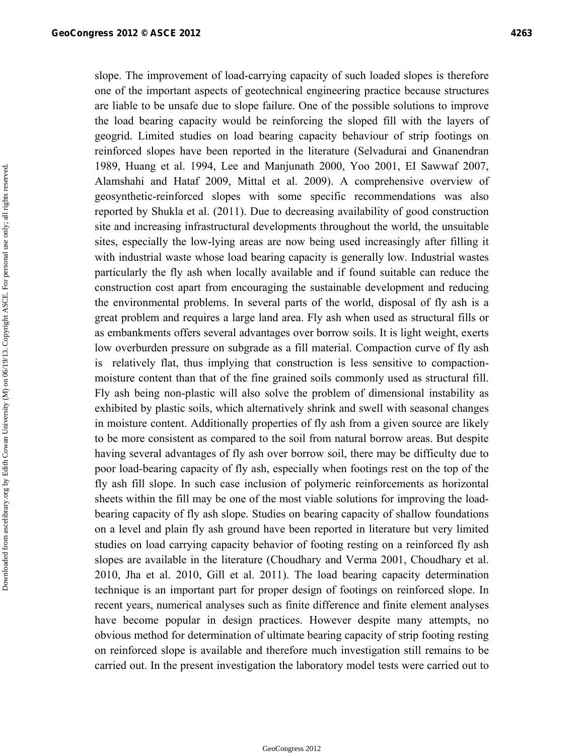slope. The improvement of load-carrying capacity of such loaded slopes is therefore one of the important aspects of geotechnical engineering practice because structures are liable to be unsafe due to slope failure. One of the possible solutions to improve the load bearing capacity would be reinforcing the sloped fill with the layers of geogrid. Limited studies on load bearing capacity behaviour of strip footings on reinforced slopes have been reported in the literature (Selvadurai and Gnanendran 1989, Huang et al. 1994, Lee and Manjunath 2000, Yoo 2001, EI Sawwaf 2007, Alamshahi and Hataf 2009, Mittal et al. 2009). A comprehensive overview of geosynthetic-reinforced slopes with some specific recommendations was also reported by Shukla et al. (2011). Due to decreasing availability of good construction site and increasing infrastructural developments throughout the world, the unsuitable sites, especially the low-lying areas are now being used increasingly after filling it with industrial waste whose load bearing capacity is generally low. Industrial wastes particularly the fly ash when locally available and if found suitable can reduce the construction cost apart from encouraging the sustainable development and reducing the environmental problems. In several parts of the world, disposal of fly ash is a great problem and requires a large land area. Fly ash when used as structural fills or as embankments offers several advantages over borrow soils. It is light weight, exerts low overburden pressure on subgrade as a fill material. Compaction curve of fly ash is relatively flat, thus implying that construction is less sensitive to compaction-moisture content than that of the fine grained soils commonly used as structural fill. Fly ash being non-plastic will also solve the problem of dimensional instability as exhibited by plastic soils, which alternatively shrink and swell with seasonal changes in moisture content. Additionally properties of fly ash from a given source are likely to be more consistent as compared to the soil from natural borrow areas. But despite having several advantages of fly ash over borrow soil, there may be difficulty due to poor load-bearing capacity of fly ash, especially when footings rest on the top of the fly ash fill slope. In such case inclusion of polymeric reinforcements as horizontal sheets within the fill may be one of the most viable solutions for improving the load-bearing capacity of fly ash slope. Studies on bearing capacity of shallow foundations on a level and plain fly ash ground have been reported in literature but very limited studies on load carrying capacity behavior of footing resting on a reinforced fly ash slopes are available in the literature (Choudhary and Verma 2001, Choudhary et al. 2010, Jha et al. 2010, Gill et al. 2011). The load bearing capacity determination technique is an important part for proper design of footings on reinforced slope. In recent years, numerical analyses such as finite difference and finite element analyses have become popular in design practices. However despite many attempts, no obvious method for determination of ultimate bearing capacity of strip footing resting on reinforced slope is available and therefore much investigation still remains to be carried out. In the present investigation the laboratory model tests were carried out to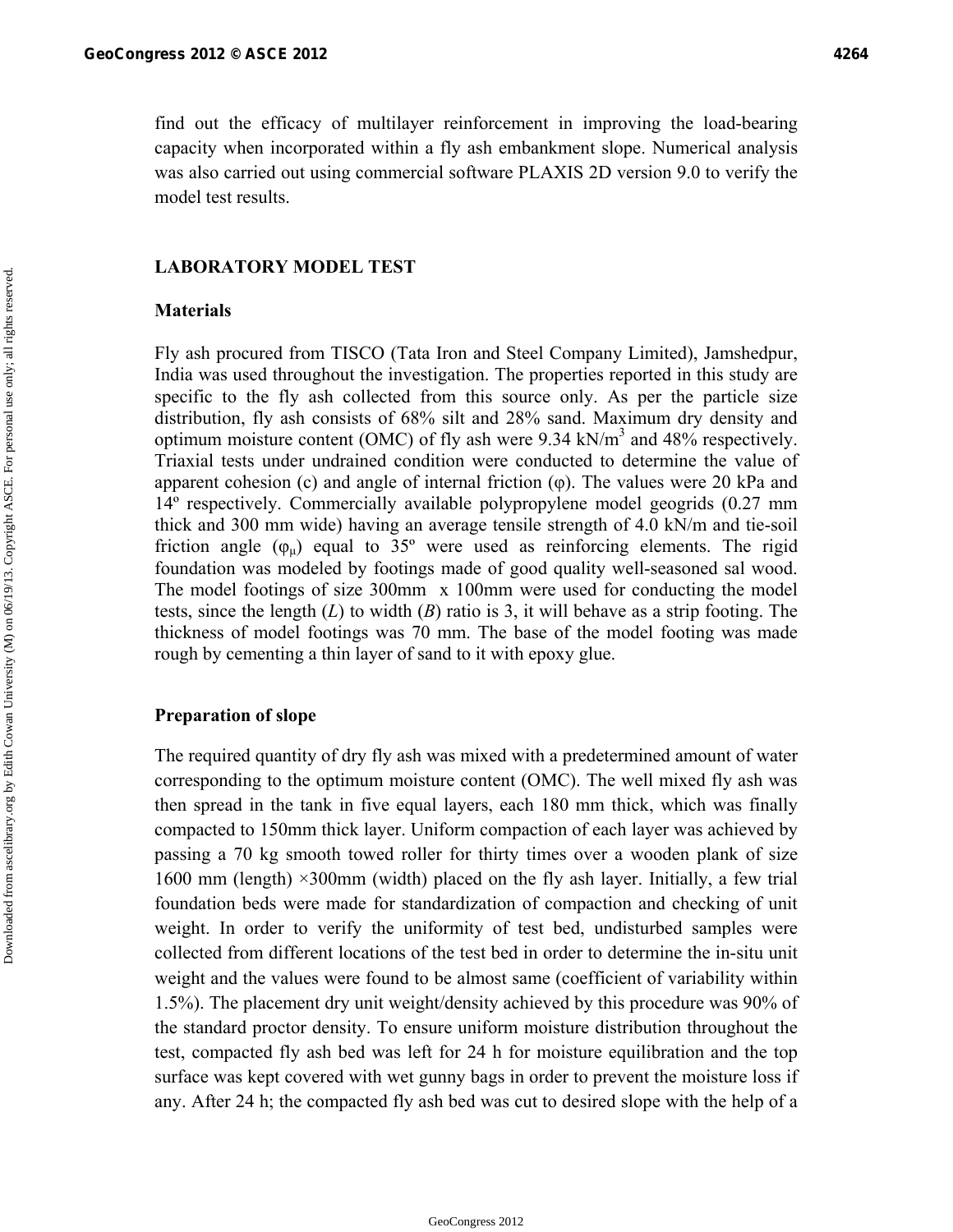find out the efficacy of multilayer reinforcement in improving the load-bearing capacity when incorporated within a fly ash embankment slope. Numerical analysis was also carried out using commercial software PLAXIS 2D version 9.0 to verify the model test results.

## LABORATORY MODEL TEST

### Materials

Fly ash procured from TISCO (Tata Iron and Steel Company Limited), Jamshedpur, India was used throughout the investigation. The properties reported in this study are specific to the fly ash collected from this source only. As per the particle size distribution, fly ash consists of 68% silt and 28% sand. Maximum dry density and optimum moisture content (OMC) of fly ash were 9.34 kN/m$^3$ and 48% respectively. Triaxial tests under undrained condition were conducted to determine the value of apparent cohesion (c) and angle of internal friction (φ). The values were 20 kPa and 14º respectively. Commercially available polypropylene model geogrids (0.27 mm thick and 300 mm wide) having an average tensile strength of 4.0 kN/m and tie-soil friction angle ($\varphi_\mu$) equal to 35º were used as reinforcing elements. The rigid foundation was modeled by footings made of good quality well-seasoned sal wood. The model footings of size 300mm x 100mm were used for conducting the model tests, since the length (*L*) to width (*B*) ratio is 3, it will behave as a strip footing. The thickness of model footings was 70 mm. The base of the model footing was made rough by cementing a thin layer of sand to it with epoxy glue.

### Preparation of slope

The required quantity of dry fly ash was mixed with a predetermined amount of water corresponding to the optimum moisture content (OMC). The well mixed fly ash was then spread in the tank in five equal layers, each 180 mm thick, which was finally compacted to 150mm thick layer. Uniform compaction of each layer was achieved by passing a 70 kg smooth towed roller for thirty times over a wooden plank of size 1600 mm (length) ×300mm (width) placed on the fly ash layer. Initially, a few trial foundation beds were made for standardization of compaction and checking of unit weight. In order to verify the uniformity of test bed, undisturbed samples were collected from different locations of the test bed in order to determine the in-situ unit weight and the values were found to be almost same (coefficient of variability within 1.5%). The placement dry unit weight/density achieved by this procedure was 90% of the standard proctor density. To ensure uniform moisture distribution throughout the test, compacted fly ash bed was left for 24 h for moisture equilibration and the top surface was kept covered with wet gunny bags in order to prevent the moisture loss if any. After 24 h; the compacted fly ash bed was cut to desired slope with the help of a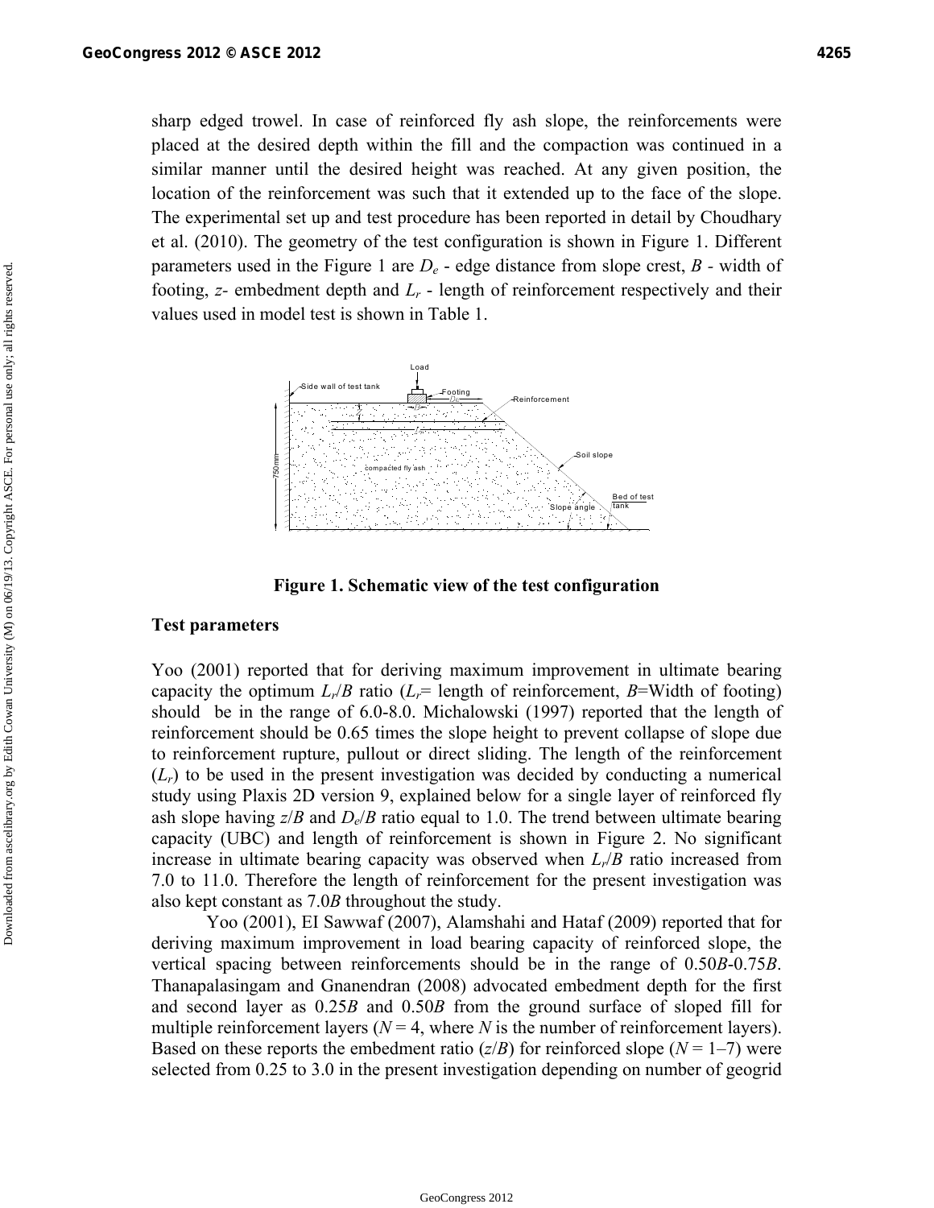sharp edged trowel. In case of reinforced fly ash slope, the reinforcements were placed at the desired depth within the fill and the compaction was continued in a similar manner until the desired height was reached. At any given position, the location of the reinforcement was such that it extended up to the face of the slope. The experimental set up and test procedure has been reported in detail by Choudhary et al. (2010). The geometry of the test configuration is shown in Figure 1. Different parameters used in the Figure 1 are $D_e$ - edge distance from slope crest, $B$ - width of footing, $z$- embedment depth and $L_r$ - length of reinforcement respectively and their values used in model test is shown in Table 1.

**Figure 1. Schematic view of the test configuration**

## Test parameters

Yoo (2001) reported that for deriving maximum improvement in ultimate bearing capacity the optimum $L_r/B$ ratio ($L_r$= length of reinforcement, $B$=Width of footing) should be in the range of 6.0-8.0. Michalowski (1997) reported that the length of reinforcement should be 0.65 times the slope height to prevent collapse of slope due to reinforcement rupture, pullout or direct sliding. The length of the reinforcement ($L_r$) to be used in the present investigation was decided by conducting a numerical study using Plaxis 2D version 9, explained below for a single layer of reinforced fly ash slope having $z/B$ and $D_e/B$ ratio equal to 1.0. The trend between ultimate bearing capacity (UBC) and length of reinforcement is shown in Figure 2. No significant increase in ultimate bearing capacity was observed when $L_r/B$ ratio increased from 7.0 to 11.0. Therefore the length of reinforcement for the present investigation was also kept constant as 7.0$B$ throughout the study.

Yoo (2001), EI Sawwaf (2007), Alamshahi and Hataf (2009) reported that for deriving maximum improvement in load bearing capacity of reinforced slope, the vertical spacing between reinforcements should be in the range of 0.50$B$-0.75$B$. Thanapalasingam and Gnanendran (2008) advocated embedment depth for the first and second layer as 0.25$B$ and 0.50$B$ from the ground surface of sloped fill for multiple reinforcement layers ($N$ = 4, where $N$ is the number of reinforcement layers). Based on these reports the embedment ratio ($z/B$) for reinforced slope ($N$ = 1–7) were selected from 0.25 to 3.0 in the present investigation depending on number of geogrid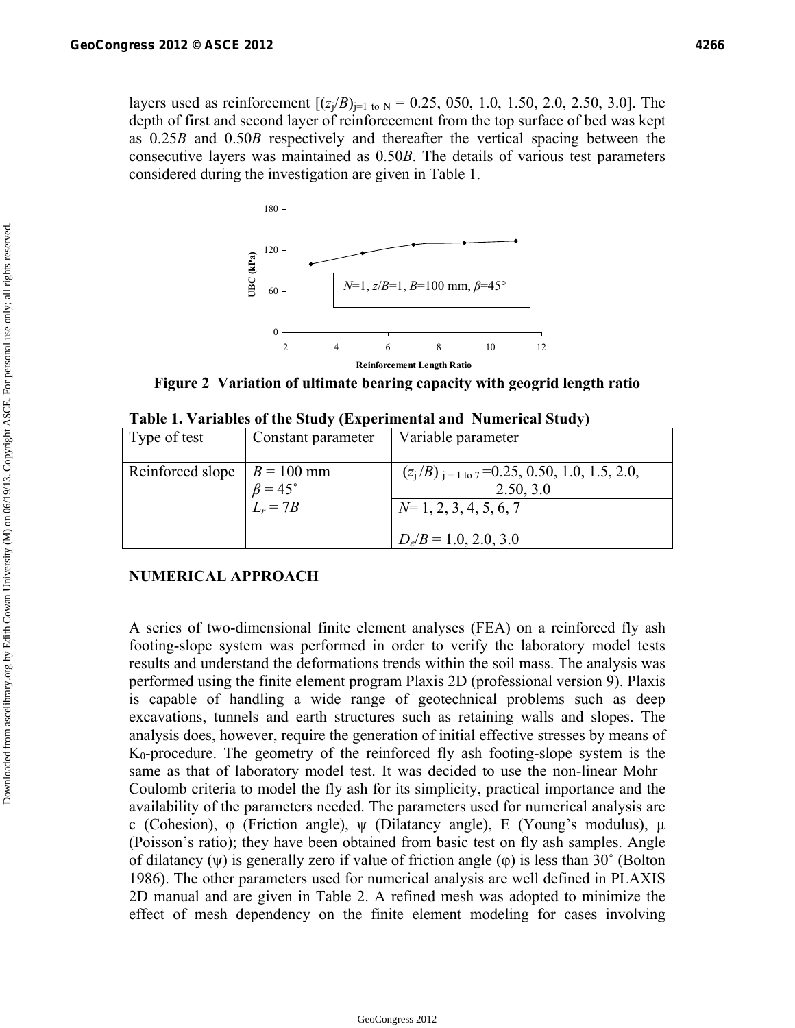layers used as reinforcement [$(z_j/B)_{j=1 \text{ to } N}$ = 0.25, 050, 1.0, 1.50, 2.0, 2.50, 3.0]. The depth of first and second layer of reinforceement from the top surface of bed was kept as $0.25B$ and $0.50B$ respectively and thereafter the vertical spacing between the consecutive layers was maintained as $0.50B$. The details of various test parameters considered during the investigation are given in Table 1.

**Figure 2 Variation of ultimate bearing capacity with geogrid length ratio**

**Table 1. Variables of the Study (Experimental and Numerical Study)**

| Type of test | Constant parameter | Variable parameter |
|---|---|---|
| Reinforced slope | $B$ = 100 mm, $\beta = 45^{\circ}$, $L_r = 7B$ | $(z_j/B)_{j=1 \text{ to } 7}$ =0.25, 0.50, 1.0, 1.5, 2.0, 2.50, 3.0 |
| | | $N$= 1, 2, 3, 4, 5, 6, 7 |
| | | $D_e/B$ = 1.0, 2.0, 3.0 |

## NUMERICAL APPROACH

A series of two-dimensional finite element analyses (FEA) on a reinforced fly ash footing-slope system was performed in order to verify the laboratory model tests results and understand the deformations trends within the soil mass. The analysis was performed using the finite element program Plaxis 2D (professional version 9). Plaxis is capable of handling a wide range of geotechnical problems such as deep excavations, tunnels and earth structures such as retaining walls and slopes. The analysis does, however, require the generation of initial effective stresses by means of $K_0$-procedure. The geometry of the reinforced fly ash footing-slope system is the same as that of laboratory model test. It was decided to use the non-linear Mohr–Coulomb criteria to model the fly ash for its simplicity, practical importance and the availability of the parameters needed. The parameters used for numerical analysis are c (Cohesion), $\varphi$ (Friction angle), $\psi$ (Dilatancy angle), E (Young's modulus), $\mu$ (Poisson's ratio); they have been obtained from basic test on fly ash samples. Angle of dilatancy ($\psi$) is generally zero if value of friction angle ($\varphi$) is less than 30˚ (Bolton 1986). The other parameters used for numerical analysis are well defined in PLAXIS 2D manual and are given in Table 2. A refined mesh was adopted to minimize the effect of mesh dependency on the finite element modeling for cases involving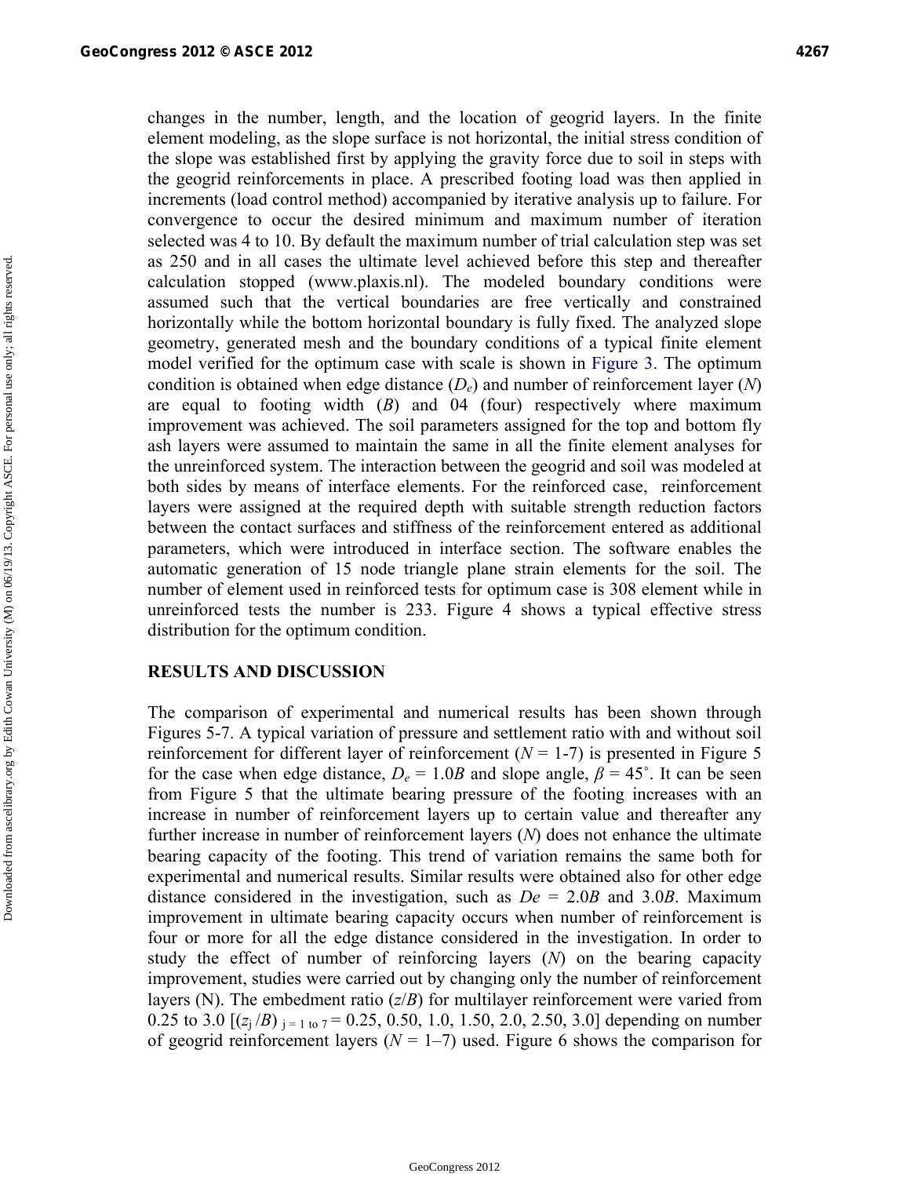changes in the number, length, and the location of geogrid layers. In the finite element modeling, as the slope surface is not horizontal, the initial stress condition of the slope was established first by applying the gravity force due to soil in steps with the geogrid reinforcements in place. A prescribed footing load was then applied in increments (load control method) accompanied by iterative analysis up to failure. For convergence to occur the desired minimum and maximum number of iteration selected was 4 to 10. By default the maximum number of trial calculation step was set as 250 and in all cases the ultimate level achieved before this step and thereafter calculation stopped (www.plaxis.nl). The modeled boundary conditions were assumed such that the vertical boundaries are free vertically and constrained horizontally while the bottom horizontal boundary is fully fixed. The analyzed slope geometry, generated mesh and the boundary conditions of a typical finite element model verified for the optimum case with scale is shown in Figure 3. The optimum condition is obtained when edge distance ($D_e$) and number of reinforcement layer ($N$) are equal to footing width ($B$) and 04 (four) respectively where maximum improvement was achieved. The soil parameters assigned for the top and bottom fly ash layers were assumed to maintain the same in all the finite element analyses for the unreinforced system. The interaction between the geogrid and soil was modeled at both sides by means of interface elements. For the reinforced case, reinforcement layers were assigned at the required depth with suitable strength reduction factors between the contact surfaces and stiffness of the reinforcement entered as additional parameters, which were introduced in interface section. The software enables the automatic generation of 15 node triangle plane strain elements for the soil. The number of element used in reinforced tests for optimum case is 308 element while in unreinforced tests the number is 233. Figure 4 shows a typical effective stress distribution for the optimum condition.

## RESULTS AND DISCUSSION

The comparison of experimental and numerical results has been shown through Figures 5-7. A typical variation of pressure and settlement ratio with and without soil reinforcement for different layer of reinforcement ($N$ = 1-7) is presented in Figure 5 for the case when edge distance, $D_e = 1.0B$ and slope angle, $\beta = 45^{\circ}$. It can be seen from Figure 5 that the ultimate bearing pressure of the footing increases with an increase in number of reinforcement layers up to certain value and thereafter any further increase in number of reinforcement layers ($N$) does not enhance the ultimate bearing capacity of the footing. This trend of variation remains the same both for experimental and numerical results. Similar results were obtained also for other edge distance considered in the investigation, such as $De = 2.0B$ and $3.0B$. Maximum improvement in ultimate bearing capacity occurs when number of reinforcement is four or more for all the edge distance considered in the investigation. In order to study the effect of number of reinforcing layers ($N$) on the bearing capacity improvement, studies were carried out by changing only the number of reinforcement layers (N). The embedment ratio ($z/B$) for multilayer reinforcement were varied from 0.25 to 3.0 [$(z_j/B)_{j = 1 \text{ to } 7}$ = 0.25, 0.50, 1.0, 1.50, 2.0, 2.50, 3.0] depending on number of geogrid reinforcement layers ($N$ = 1–7) used. Figure 6 shows the comparison for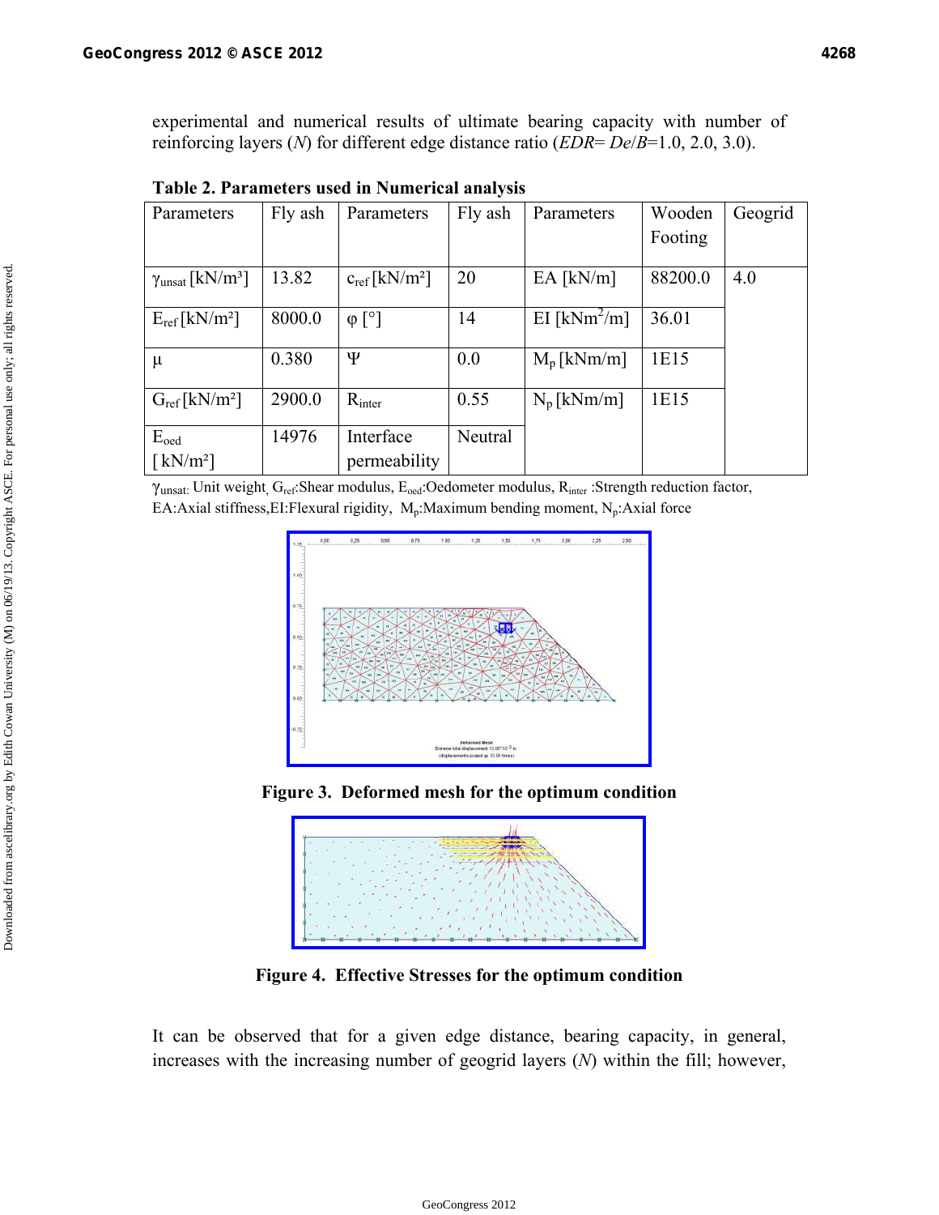experimental and numerical results of ultimate bearing capacity with number of reinforcing layers (*N*) for different edge distance ratio (*EDR*= *De*/*B*=1.0, 2.0, 3.0).

**Table 2. Parameters used in Numerical analysis**

| Parameters | Fly ash | Parameters | Fly ash | Parameters | Wooden Footing | Geogrid |
|---|---|---|---|---|---|---|
| $\gamma_{unsat}$ [kN/m³] | 13.82 | $c_{ref}$ [kN/m²] | 20 | EA [kN/m] | 88200.0 | 4.0 |
| $E_{ref}$ [kN/m²] | 8000.0 | φ [°] | 14 | EI [kNm²/m] | 36.01 | |
| μ | 0.380 | Ψ | 0.0 | $M_p$ [kNm/m] | 1E15 | |
| $G_{ref}$ [kN/m²] | 2900.0 | $R_{inter}$ | 0.55 | $N_p$ [kNm/m] | 1E15 | |
| $E_{oed}$ [kN/m²] | 14976 | Interface permeability | Neutral | | | |

$\gamma_{unsat}$: Unit weight, $G_{ref}$:Shear modulus, $E_{oed}$:Oedometer modulus, $R_{inter}$ :Strength reduction factor, EA:Axial stiffness,EI:Flexural rigidity, $M_p$:Maximum bending moment, $N_p$:Axial force

**Figure 3. Deformed mesh for the optimum condition**

**Figure 4. Effective Stresses for the optimum condition**

It can be observed that for a given edge distance, bearing capacity, in general, increases with the increasing number of geogrid layers (*N*) within the fill; however,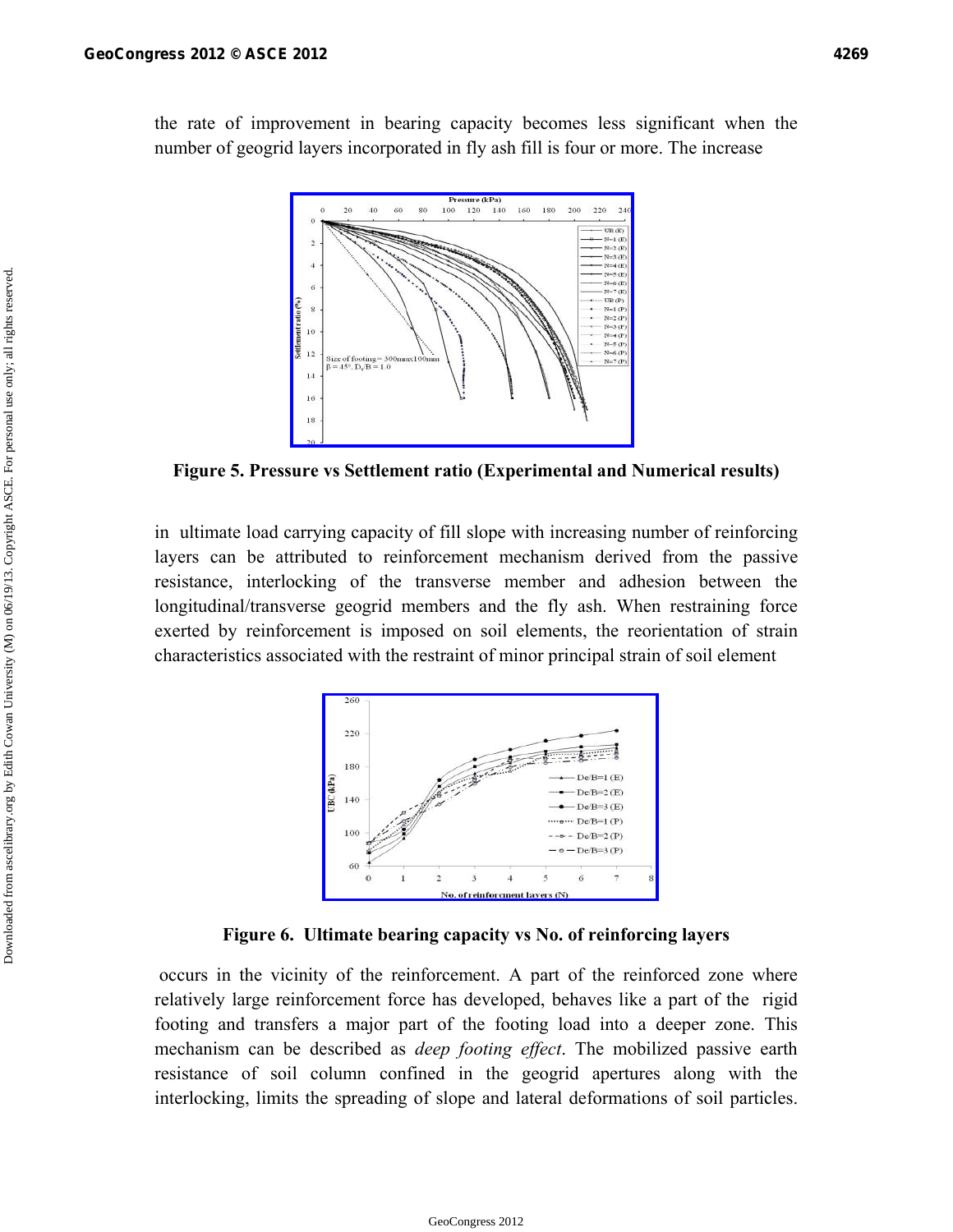the rate of improvement in bearing capacity becomes less significant when the number of geogrid layers incorporated in fly ash fill is four or more. The increase

**Figure 5. Pressure vs Settlement ratio (Experimental and Numerical results)**

in ultimate load carrying capacity of fill slope with increasing number of reinforcing layers can be attributed to reinforcement mechanism derived from the passive resistance, interlocking of the transverse member and adhesion between the longitudinal/transverse geogrid members and the fly ash. When restraining force exerted by reinforcement is imposed on soil elements, the reorientation of strain characteristics associated with the restraint of minor principal strain of soil element

**Figure 6. Ultimate bearing capacity vs No. of reinforcing layers**

occurs in the vicinity of the reinforcement. A part of the reinforced zone where relatively large reinforcement force has developed, behaves like a part of the rigid footing and transfers a major part of the footing load into a deeper zone. This mechanism can be described as *deep footing effect*. The mobilized passive earth resistance of soil column confined in the geogrid apertures along with the interlocking, limits the spreading of slope and lateral deformations of soil particles.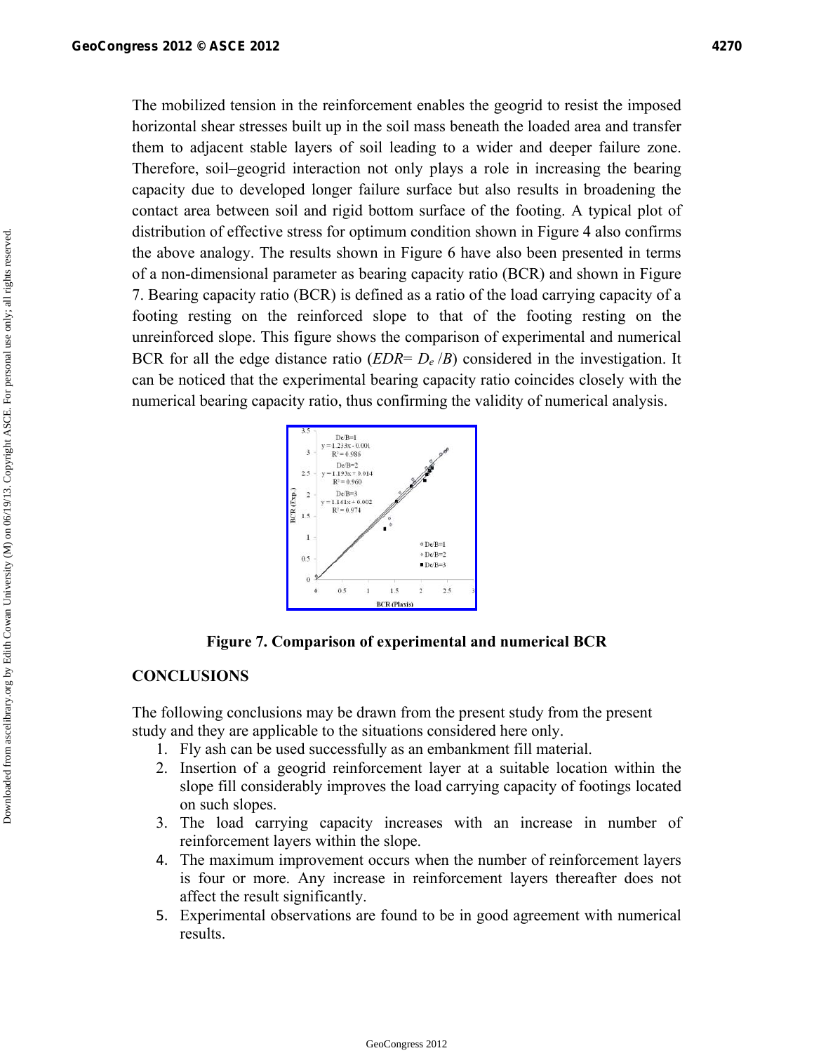The mobilized tension in the reinforcement enables the geogrid to resist the imposed horizontal shear stresses built up in the soil mass beneath the loaded area and transfer them to adjacent stable layers of soil leading to a wider and deeper failure zone. Therefore, soil–geogrid interaction not only plays a role in increasing the bearing capacity due to developed longer failure surface but also results in broadening the contact area between soil and rigid bottom surface of the footing. A typical plot of distribution of effective stress for optimum condition shown in Figure 4 also confirms the above analogy. The results shown in Figure 6 have also been presented in terms of a non-dimensional parameter as bearing capacity ratio (BCR) and shown in Figure 7. Bearing capacity ratio (BCR) is defined as a ratio of the load carrying capacity of a footing resting on the reinforced slope to that of the footing resting on the unreinforced slope. This figure shows the comparison of experimental and numerical BCR for all the edge distance ratio ($EDR = D_e / B$) considered in the investigation. It can be noticed that the experimental bearing capacity ratio coincides closely with the numerical bearing capacity ratio, thus confirming the validity of numerical analysis.

**Figure 7. Comparison of experimental and numerical BCR**

## CONCLUSIONS

The following conclusions may be drawn from the present study from the present study and they are applicable to the situations considered here only.

1. Fly ash can be used successfully as an embankment fill material.
2. Insertion of a geogrid reinforcement layer at a suitable location within the slope fill considerably improves the load carrying capacity of footings located on such slopes.
3. The load carrying capacity increases with an increase in number of reinforcement layers within the slope.
4. The maximum improvement occurs when the number of reinforcement layers is four or more. Any increase in reinforcement layers thereafter does not affect the result significantly.
5. Experimental observations are found to be in good agreement with numerical results.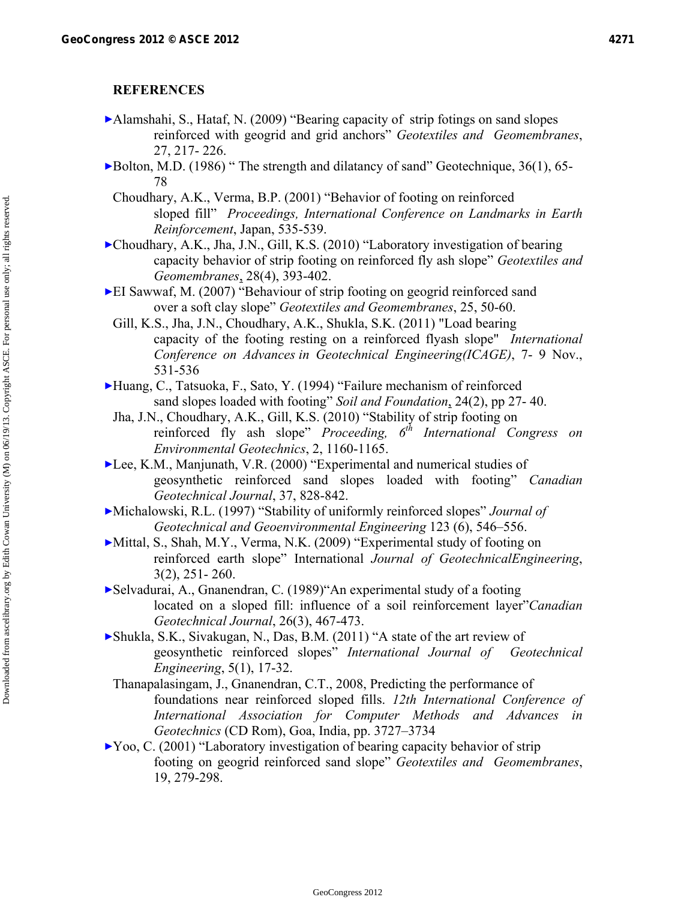## REFERENCES

Alamshahi, S., Hataf, N. (2009) "Bearing capacity of strip fotings on sand slopes reinforced with geogrid and grid anchors" *Geotextiles and Geomembranes*, 27, 217- 226.

Bolton, M.D. (1986) " The strength and dilatancy of sand" Geotechnique, 36(1), 65-78

Choudhary, A.K., Verma, B.P. (2001) "Behavior of footing on reinforced sloped fill" *Proceedings, International Conference on Landmarks in Earth Reinforcement*, Japan, 535-539.

Choudhary, A.K., Jha, J.N., Gill, K.S. (2010) "Laboratory investigation of bearing capacity behavior of strip footing on reinforced fly ash slope" *Geotextiles and Geomembranes*, 28(4), 393-402.

EI Sawwaf, M. (2007) "Behaviour of strip footing on geogrid reinforced sand over a soft clay slope" *Geotextiles and Geomembranes*, 25, 50-60.

Gill, K.S., Jha, J.N., Choudhary, A.K., Shukla, S.K. (2011) "Load bearing capacity of the footing resting on a reinforced flyash slope" *International Conference on Advances in Geotechnical Engineering(ICAGE)*, 7- 9 Nov., 531-536

Huang, C., Tatsuoka, F., Sato, Y. (1994) "Failure mechanism of reinforced sand slopes loaded with footing" *Soil and Foundation*, 24(2), pp 27- 40.

Jha, J.N., Choudhary, A.K., Gill, K.S. (2010) "Stability of strip footing on reinforced fly ash slope" *Proceeding, 6th International Congress on Environmental Geotechnics*, 2, 1160-1165.

Lee, K.M., Manjunath, V.R. (2000) "Experimental and numerical studies of geosynthetic reinforced sand slopes loaded with footing" *Canadian Geotechnical Journal*, 37, 828-842.

Michalowski, R.L. (1997) "Stability of uniformly reinforced slopes" *Journal of Geotechnical and Geoenvironmental Engineering* 123 (6), 546–556.

Mittal, S., Shah, M.Y., Verma, N.K. (2009) "Experimental study of footing on reinforced earth slope" International *Journal of GeotechnicalEngineering*, 3(2), 251- 260.

Selvadurai, A., Gnanendran, C. (1989)"An experimental study of a footing located on a sloped fill: influence of a soil reinforcement layer"*Canadian Geotechnical Journal*, 26(3), 467-473.

Shukla, S.K., Sivakugan, N., Das, B.M. (2011) "A state of the art review of geosynthetic reinforced slopes" *International Journal of Geotechnical Engineering*, 5(1), 17-32.

Thanapalasingam, J., Gnanendran, C.T., 2008, Predicting the performance of foundations near reinforced sloped fills. *12th International Conference of International Association for Computer Methods and Advances in Geotechnics* (CD Rom), Goa, India, pp. 3727–3734

Yoo, C. (2001) "Laboratory investigation of bearing capacity behavior of strip footing on geogrid reinforced sand slope" *Geotextiles and Geomembranes*, 19, 279-298.